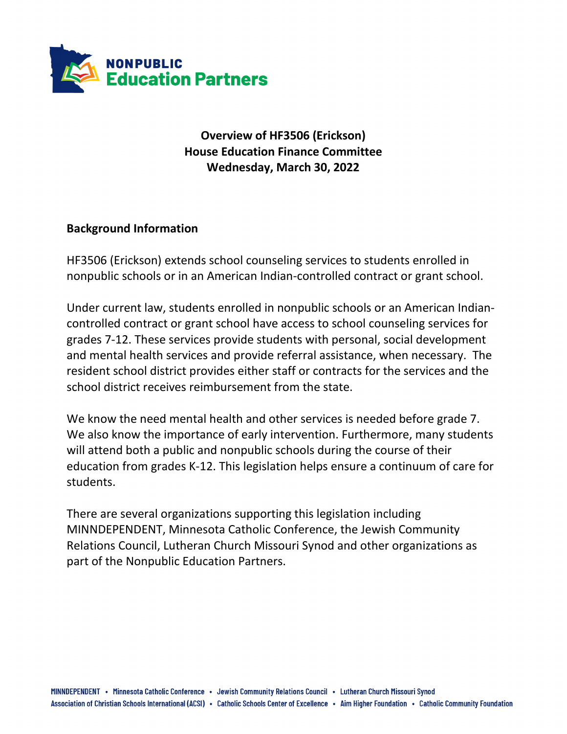NONPUBLIC
Education Partners

**Overview of HF3506 (Erickson)**
**House Education Finance Committee**
**Wednesday, March 30, 2022**

**Background Information**

HF3506 (Erickson) extends school counseling services to students enrolled in nonpublic schools or in an American Indian-controlled contract or grant school.

Under current law, students enrolled in nonpublic schools or an American Indian-controlled contract or grant school have access to school counseling services for grades 7-12. These services provide students with personal, social development and mental health services and provide referral assistance, when necessary. The resident school district provides either staff or contracts for the services and the school district receives reimbursement from the state.

We know the need mental health and other services is needed before grade 7. We also know the importance of early intervention. Furthermore, many students will attend both a public and nonpublic schools during the course of their education from grades K-12. This legislation helps ensure a continuum of care for students.

There are several organizations supporting this legislation including MINNDEPENDENT, Minnesota Catholic Conference, the Jewish Community Relations Council, Lutheran Church Missouri Synod and other organizations as part of the Nonpublic Education Partners.

MINNDEPENDENT • Minnesota Catholic Conference • Jewish Community Relations Council • Lutheran Church Missouri Synod
Association of Christian Schools International (ACSI) • Catholic Schools Center of Excellence • Aim Higher Foundation • Catholic Community Foundation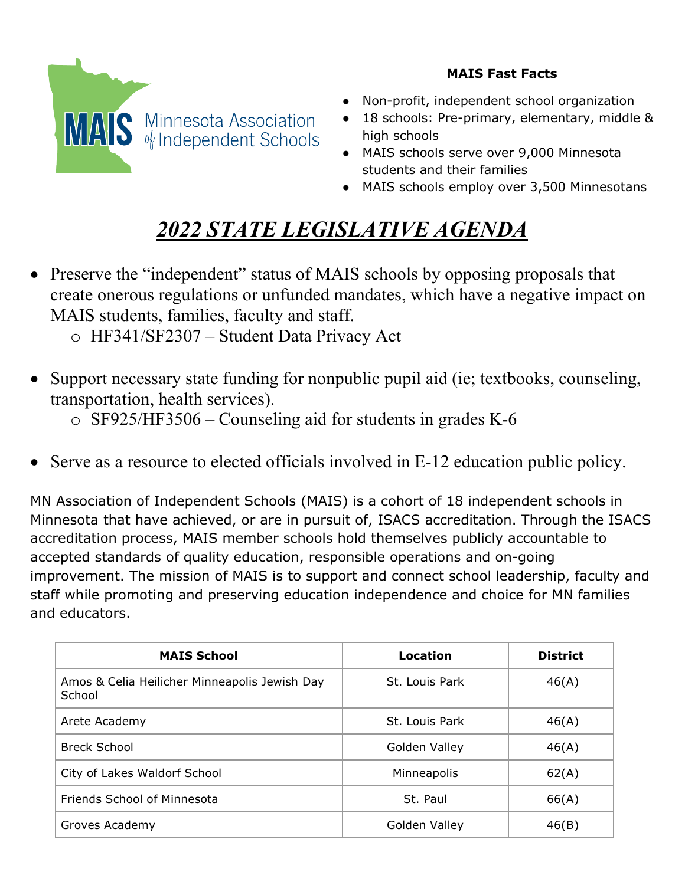MAIS Minnesota Association of Independent Schools

**MAIS Fast Facts**

- Non-profit, independent school organization
- 18 schools: Pre-primary, elementary, middle & high schools
- MAIS schools serve over 9,000 Minnesota students and their families
- MAIS schools employ over 3,500 Minnesotans

# *2022 STATE LEGISLATIVE AGENDA*

- Preserve the "independent" status of MAIS schools by opposing proposals that create onerous regulations or unfunded mandates, which have a negative impact on MAIS students, families, faculty and staff.
  - HF341/SF2307 – Student Data Privacy Act
- Support necessary state funding for nonpublic pupil aid (ie; textbooks, counseling, transportation, health services).
  - SF925/HF3506 – Counseling aid for students in grades K-6
- Serve as a resource to elected officials involved in E-12 education public policy.

MN Association of Independent Schools (MAIS) is a cohort of 18 independent schools in Minnesota that have achieved, or are in pursuit of, ISACS accreditation. Through the ISACS accreditation process, MAIS member schools hold themselves publicly accountable to accepted standards of quality education, responsible operations and on-going improvement. The mission of MAIS is to support and connect school leadership, faculty and staff while promoting and preserving education independence and choice for MN families and educators.

| MAIS School | Location | District |
|---|---|---|
| Amos & Celia Heilicher Minneapolis Jewish Day School | St. Louis Park | 46(A) |
| Arete Academy | St. Louis Park | 46(A) |
| Breck School | Golden Valley | 46(A) |
| City of Lakes Waldorf School | Minneapolis | 62(A) |
| Friends School of Minnesota | St. Paul | 66(A) |
| Groves Academy | Golden Valley | 46(B) |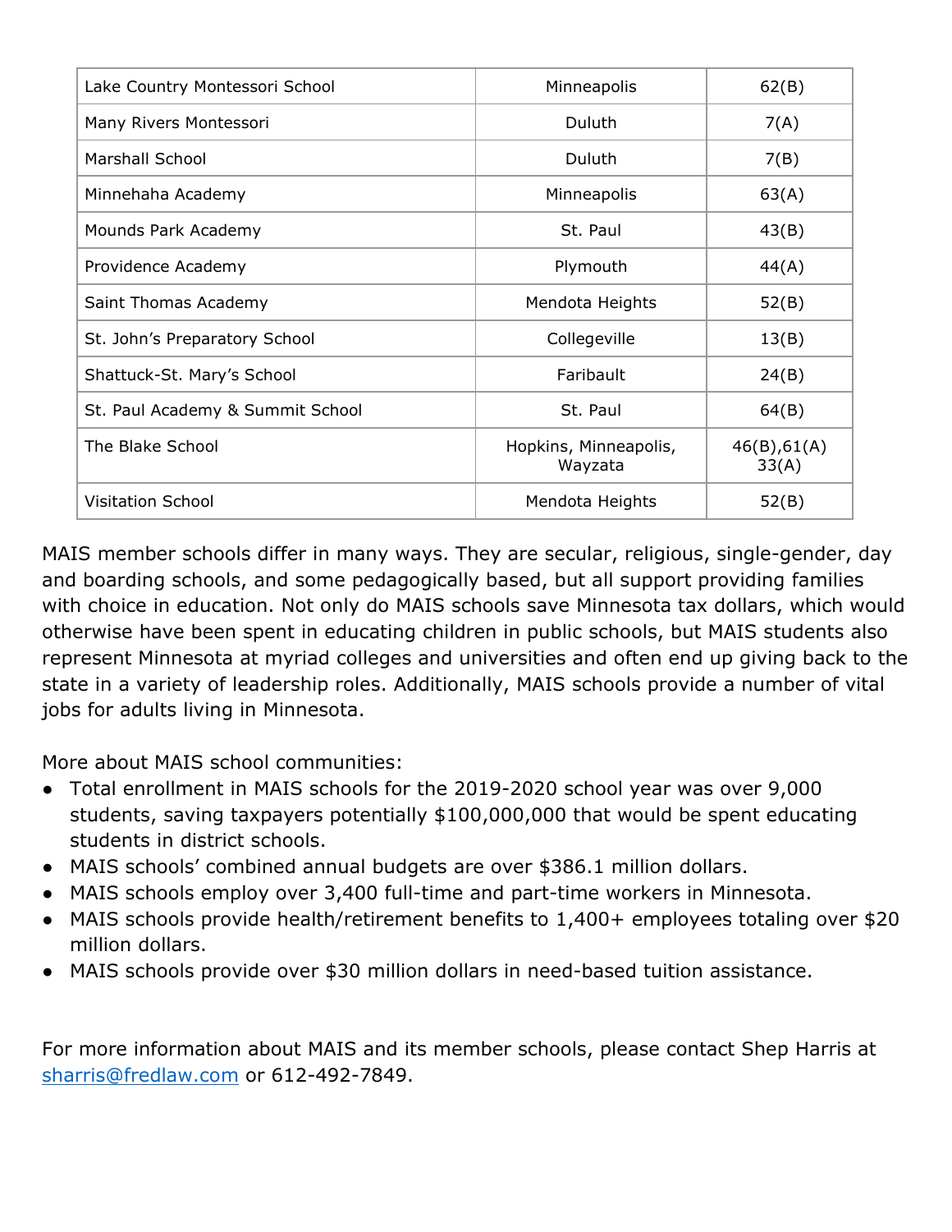| | | |
|---|---|---|
| Lake Country Montessori School | Minneapolis | 62(B) |
| Many Rivers Montessori | Duluth | 7(A) |
| Marshall School | Duluth | 7(B) |
| Minnehaha Academy | Minneapolis | 63(A) |
| Mounds Park Academy | St. Paul | 43(B) |
| Providence Academy | Plymouth | 44(A) |
| Saint Thomas Academy | Mendota Heights | 52(B) |
| St. John's Preparatory School | Collegeville | 13(B) |
| Shattuck-St. Mary's School | Faribault | 24(B) |
| St. Paul Academy & Summit School | St. Paul | 64(B) |
| The Blake School | Hopkins, Minneapolis, Wayzata | 46(B),61(A) 33(A) |
| Visitation School | Mendota Heights | 52(B) |

MAIS member schools differ in many ways. They are secular, religious, single-gender, day and boarding schools, and some pedagogically based, but all support providing families with choice in education. Not only do MAIS schools save Minnesota tax dollars, which would otherwise have been spent in educating children in public schools, but MAIS students also represent Minnesota at myriad colleges and universities and often end up giving back to the state in a variety of leadership roles. Additionally, MAIS schools provide a number of vital jobs for adults living in Minnesota.

More about MAIS school communities:

- Total enrollment in MAIS schools for the 2019-2020 school year was over 9,000 students, saving taxpayers potentially $100,000,000 that would be spent educating students in district schools.
- MAIS schools' combined annual budgets are over $386.1 million dollars.
- MAIS schools employ over 3,400 full-time and part-time workers in Minnesota.
- MAIS schools provide health/retirement benefits to 1,400+ employees totaling over $20 million dollars.
- MAIS schools provide over $30 million dollars in need-based tuition assistance.

For more information about MAIS and its member schools, please contact Shep Harris at sharris@fredlaw.com or 612-492-7849.